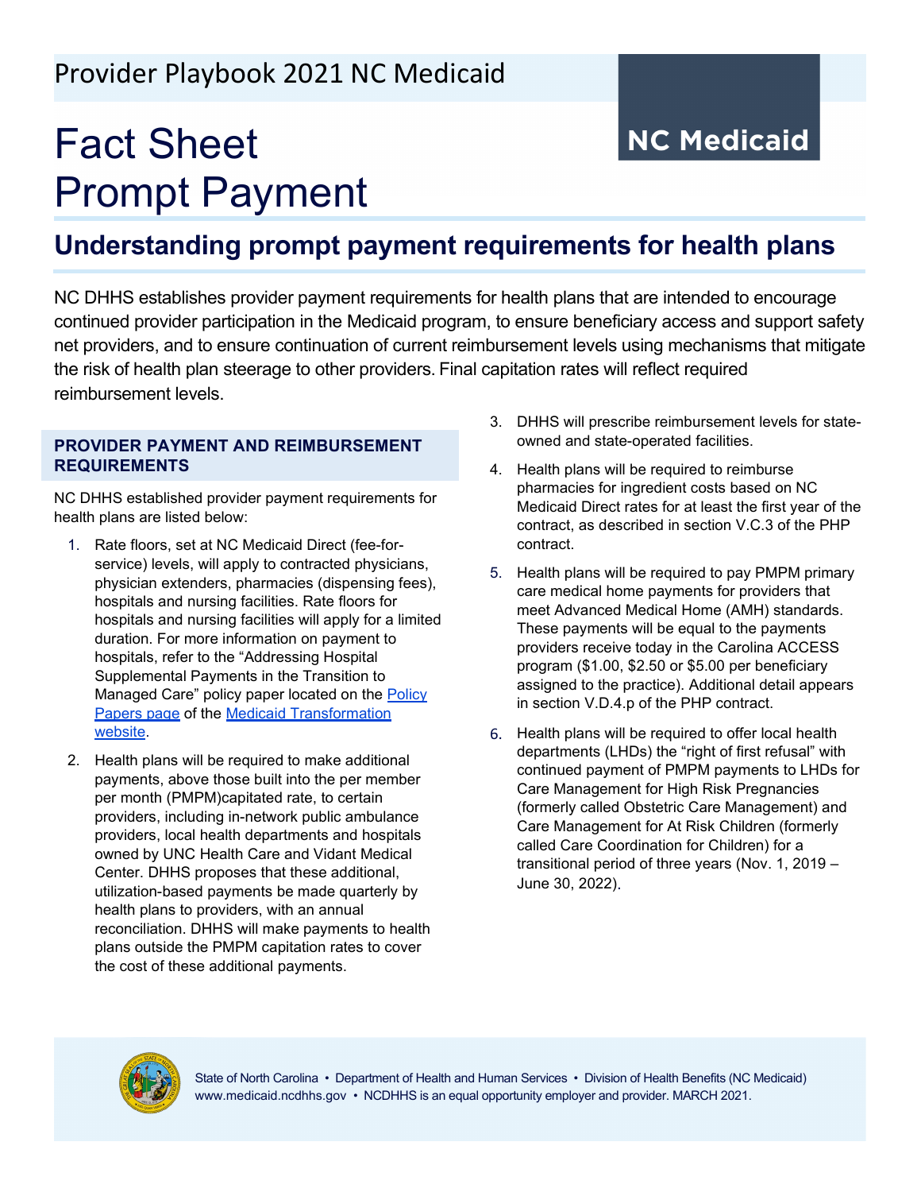Provider Playbook 2021 NC Medicaid

NC Medicaid

# Fact Sheet
# Prompt Payment

## Understanding prompt payment requirements for health plans

NC DHHS establishes provider payment requirements for health plans that are intended to encourage continued provider participation in the Medicaid program, to ensure beneficiary access and support safety net providers, and to ensure continuation of current reimbursement levels using mechanisms that mitigate the risk of health plan steerage to other providers. Final capitation rates will reflect required reimbursement levels.

### PROVIDER PAYMENT AND REIMBURSEMENT REQUIREMENTS

NC DHHS established provider payment requirements for health plans are listed below:

1. Rate floors, set at NC Medicaid Direct (fee-for-service) levels, will apply to contracted physicians, physician extenders, pharmacies (dispensing fees), hospitals and nursing facilities. Rate floors for hospitals and nursing facilities will apply for a limited duration. For more information on payment to hospitals, refer to the "Addressing Hospital Supplemental Payments in the Transition to Managed Care" policy paper located on the [Policy Papers page]() of the [Medicaid Transformation website]().
2. Health plans will be required to make additional payments, above those built into the per member per month (PMPM)capitated rate, to certain providers, including in-network public ambulance providers, local health departments and hospitals owned by UNC Health Care and Vidant Medical Center. DHHS proposes that these additional, utilization-based payments be made quarterly by health plans to providers, with an annual reconciliation. DHHS will make payments to health plans outside the PMPM capitation rates to cover the cost of these additional payments.
3. DHHS will prescribe reimbursement levels for state-owned and state-operated facilities.
4. Health plans will be required to reimburse pharmacies for ingredient costs based on NC Medicaid Direct rates for at least the first year of the contract, as described in section V.C.3 of the PHP contract.
5. Health plans will be required to pay PMPM primary care medical home payments for providers that meet Advanced Medical Home (AMH) standards. These payments will be equal to the payments providers receive today in the Carolina ACCESS program ($1.00, $2.50 or $5.00 per beneficiary assigned to the practice). Additional detail appears in section V.D.4.p of the PHP contract.
6. Health plans will be required to offer local health departments (LHDs) the "right of first refusal" with continued payment of PMPM payments to LHDs for Care Management for High Risk Pregnancies (formerly called Obstetric Care Management) and Care Management for At Risk Children (formerly called Care Coordination for Children) for a transitional period of three years (Nov. 1, 2019 – June 30, 2022).

State of North Carolina • Department of Health and Human Services • Division of Health Benefits (NC Medicaid)
www.medicaid.ncdhhs.gov • NCDHHS is an equal opportunity employer and provider. MARCH 2021.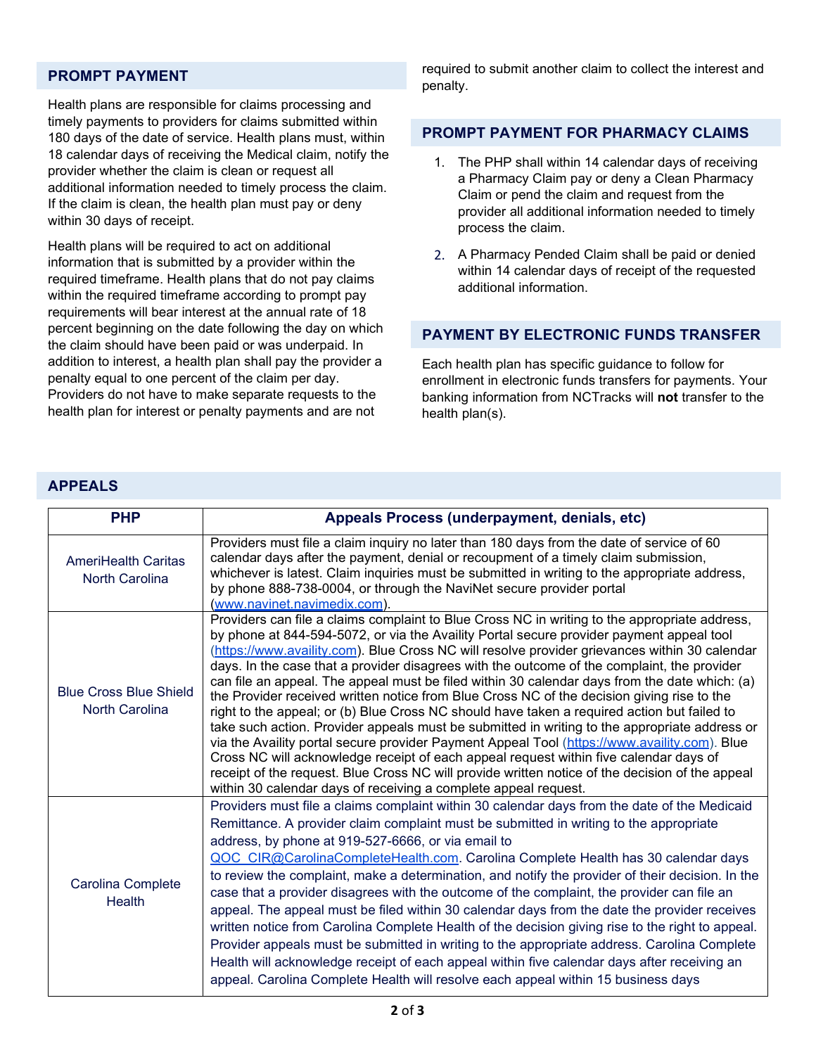## PROMPT PAYMENT

Health plans are responsible for claims processing and timely payments to providers for claims submitted within 180 days of the date of service. Health plans must, within 18 calendar days of receiving the Medical claim, notify the provider whether the claim is clean or request all additional information needed to timely process the claim. If the claim is clean, the health plan must pay or deny within 30 days of receipt.

Health plans will be required to act on additional information that is submitted by a provider within the required timeframe. Health plans that do not pay claims within the required timeframe according to prompt pay requirements will bear interest at the annual rate of 18 percent beginning on the date following the day on which the claim should have been paid or was underpaid. In addition to interest, a health plan shall pay the provider a penalty equal to one percent of the claim per day. Providers do not have to make separate requests to the health plan for interest or penalty payments and are not required to submit another claim to collect the interest and penalty.

## PROMPT PAYMENT FOR PHARMACY CLAIMS

1. The PHP shall within 14 calendar days of receiving a Pharmacy Claim pay or deny a Clean Pharmacy Claim or pend the claim and request from the provider all additional information needed to timely process the claim.
2. A Pharmacy Pended Claim shall be paid or denied within 14 calendar days of receipt of the requested additional information.

## PAYMENT BY ELECTRONIC FUNDS TRANSFER

Each health plan has specific guidance to follow for enrollment in electronic funds transfers for payments. Your banking information from NCTracks will **not** transfer to the health plan(s).

## APPEALS

| PHP | Appeals Process (underpayment, denials, etc) |
|---|---|
| AmeriHealth Caritas North Carolina | Providers must file a claim inquiry no later than 180 days from the date of service of 60 calendar days after the payment, denial or recoupment of a timely claim submission, whichever is latest. Claim inquiries must be submitted in writing to the appropriate address, by phone 888-738-0004, or through the NaviNet secure provider portal (www.navinet.navimedix.com). |
| Blue Cross Blue Shield North Carolina | Providers can file a claims complaint to Blue Cross NC in writing to the appropriate address, by phone at 844-594-5072, or via the Availity Portal secure provider payment appeal tool (https://www.availity.com). Blue Cross NC will resolve provider grievances within 30 calendar days. In the case that a provider disagrees with the outcome of the complaint, the provider can file an appeal. The appeal must be filed within 30 calendar days from the date which: (a) the Provider received written notice from Blue Cross NC of the decision giving rise to the right to the appeal; or (b) Blue Cross NC should have taken a required action but failed to take such action. Provider appeals must be submitted in writing to the appropriate address or via the Availity portal secure provider Payment Appeal Tool (https://www.availity.com). Blue Cross NC will acknowledge receipt of each appeal request within five calendar days of receipt of the request. Blue Cross NC will provide written notice of the decision of the appeal within 30 calendar days of receiving a complete appeal request. |
| Carolina Complete Health | Providers must file a claims complaint within 30 calendar days from the date of the Medicaid Remittance. A provider claim complaint must be submitted in writing to the appropriate address, by phone at 919-527-6666, or via email to QOC_CIR@CarolinaCompleteHealth.com. Carolina Complete Health has 30 calendar days to review the complaint, make a determination, and notify the provider of their decision. In the case that a provider disagrees with the outcome of the complaint, the provider can file an appeal. The appeal must be filed within 30 calendar days from the date the provider receives written notice from Carolina Complete Health of the decision giving rise to the right to appeal. Provider appeals must be submitted in writing to the appropriate address. Carolina Complete Health will acknowledge receipt of each appeal within five calendar days after receiving an appeal. Carolina Complete Health will resolve each appeal within 15 business days |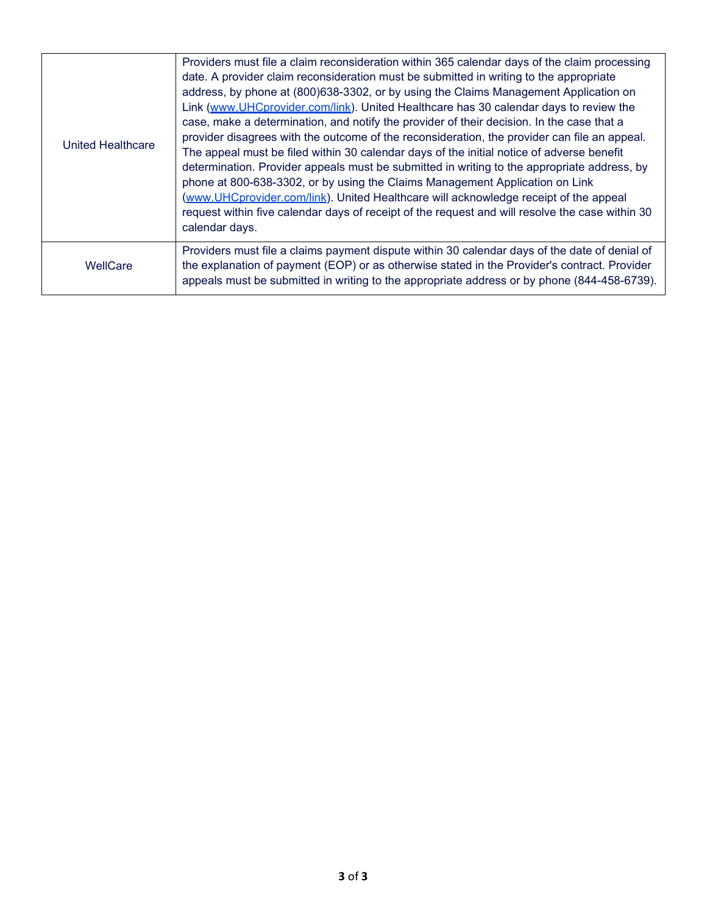| | |
|---|---|
| United Healthcare | Providers must file a claim reconsideration within 365 calendar days of the claim processing date. A provider claim reconsideration must be submitted in writing to the appropriate address, by phone at (800)638-3302, or by using the Claims Management Application on Link (www.UHCprovider.com/link). United Healthcare has 30 calendar days to review the case, make a determination, and notify the provider of their decision. In the case that a provider disagrees with the outcome of the reconsideration, the provider can file an appeal. The appeal must be filed within 30 calendar days of the initial notice of adverse benefit determination. Provider appeals must be submitted in writing to the appropriate address, by phone at 800-638-3302, or by using the Claims Management Application on Link (www.UHCprovider.com/link). United Healthcare will acknowledge receipt of the appeal request within five calendar days of receipt of the request and will resolve the case within 30 calendar days. |
| WellCare | Providers must file a claims payment dispute within 30 calendar days of the date of denial of the explanation of payment (EOP) or as otherwise stated in the Provider's contract. Provider appeals must be submitted in writing to the appropriate address or by phone (844-458-6739). |